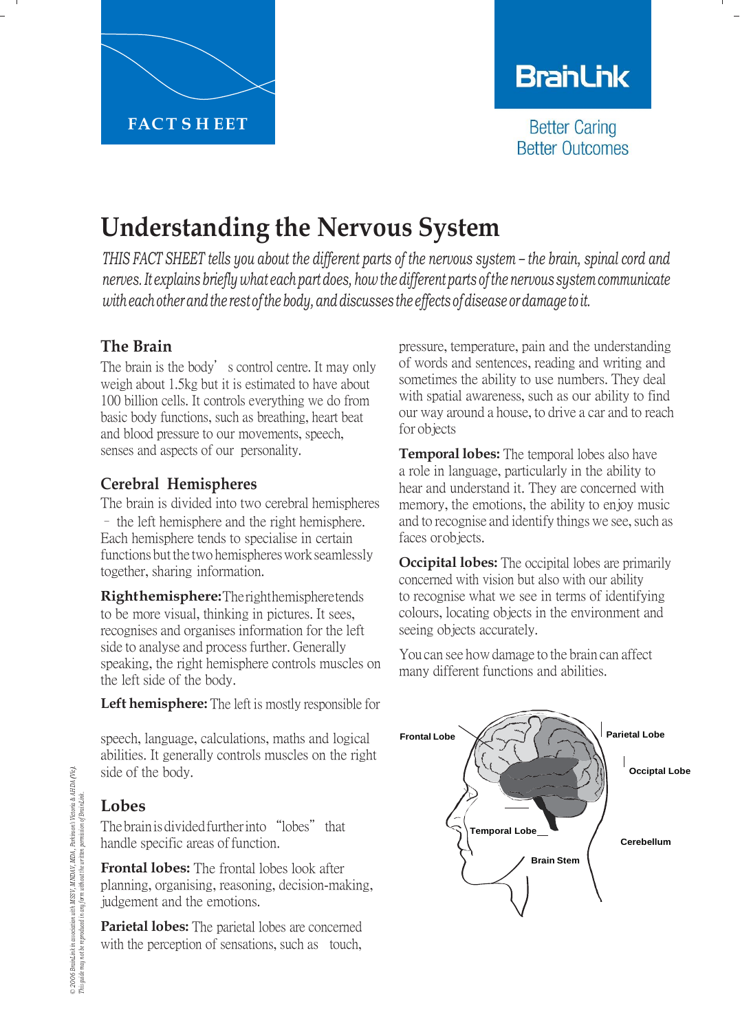FACT SHEET

BrainLink

Better Caring
Better Outcomes

# Understanding the Nervous System

*THIS FACT SHEET tells you about the different parts of the nervous system – the brain, spinal cord and nerves. It explains briefly what each part does, how the different parts of the nervous system communicate with each other and the rest of the body, and discusses the effects of disease or damage to it.*

## The Brain

The brain is the body's control centre. It may only weigh about 1.5kg but it is estimated to have about 100 billion cells. It controls everything we do from basic body functions, such as breathing, heart beat and blood pressure to our movements, speech, senses and aspects of our personality.

## Cerebral Hemispheres

The brain is divided into two cerebral hemispheres – the left hemisphere and the right hemisphere. Each hemisphere tends to specialise in certain functions but the two hemispheres work seamlessly together, sharing information.

**Right hemisphere:** The right hemisphere tends to be more visual, thinking in pictures. It sees, recognises and organises information for the left side to analyse and process further. Generally speaking, the right hemisphere controls muscles on the left side of the body.

**Left hemisphere:** The left is mostly responsible for speech, language, calculations, maths and logical abilities. It generally controls muscles on the right side of the body.

## Lobes

The brain is divided further into "lobes" that handle specific areas of function.

**Frontal lobes:** The frontal lobes look after planning, organising, reasoning, decision-making, judgement and the emotions.

**Parietal lobes:** The parietal lobes are concerned with the perception of sensations, such as touch, pressure, temperature, pain and the understanding of words and sentences, reading and writing and sometimes the ability to use numbers. They deal with spatial awareness, such as our ability to find our way around a house, to drive a car and to reach for objects

**Temporal lobes:** The temporal lobes also have a role in language, particularly in the ability to hear and understand it. They are concerned with memory, the emotions, the ability to enjoy music and to recognise and identify things we see, such as faces or objects.

**Occipital lobes:** The occipital lobes are primarily concerned with vision but also with our ability to recognise what we see in terms of identifying colours, locating objects in the environment and seeing objects accurately.

You can see how damage to the brain can affect many different functions and abilities.

Frontal Lobe, Parietal Lobe, Occipital Lobe, Temporal Lobe, Cerebellum, Brain Stem

© 2006 BrainLink in association with MSSV, MNDAV, MDA, Parkinson's Victoria & AHDA (Vic). This guide may not be reproduced in any form without the written permission of BrainLink.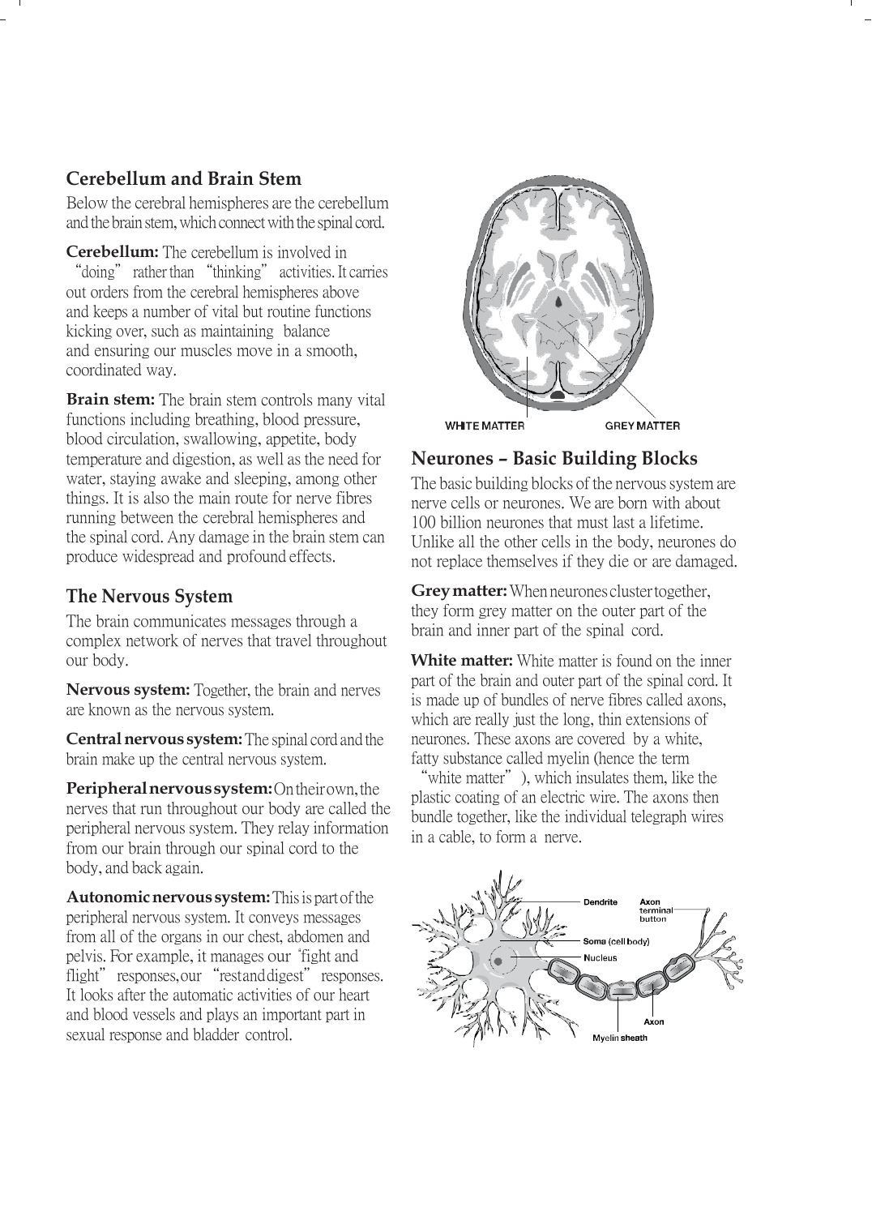## Cerebellum and Brain Stem

Below the cerebral hemispheres are the cerebellum and the brain stem, which connect with the spinal cord.

**Cerebellum:** The cerebellum is involved in "doing" rather than "thinking" activities. It carries out orders from the cerebral hemispheres above and keeps a number of vital but routine functions kicking over, such as maintaining balance and ensuring our muscles move in a smooth, coordinated way.

**Brain stem:** The brain stem controls many vital functions including breathing, blood pressure, blood circulation, swallowing, appetite, body temperature and digestion, as well as the need for water, staying awake and sleeping, among other things. It is also the main route for nerve fibres running between the cerebral hemispheres and the spinal cord. Any damage in the brain stem can produce widespread and profound effects.

## The Nervous System

The brain communicates messages through a complex network of nerves that travel throughout our body.

**Nervous system:** Together, the brain and nerves are known as the nervous system.

**Central nervous system:** The spinal cord and the brain make up the central nervous system.

**Peripheral nervous system:** On their own, the nerves that run throughout our body are called the peripheral nervous system. They relay information from our brain through our spinal cord to the body, and back again.

**Autonomic nervous system:** This is part of the peripheral nervous system. It conveys messages from all of the organs in our chest, abdomen and pelvis. For example, it manages our 'fight and flight" responses, our "rest and digest" responses. It looks after the automatic activities of our heart and blood vessels and plays an important part in sexual response and bladder control.

WHITE MATTER GREY MATTER

## Neurones – Basic Building Blocks

The basic building blocks of the nervous system are nerve cells or neurones. We are born with about 100 billion neurones that must last a lifetime. Unlike all the other cells in the body, neurones do not replace themselves if they die or are damaged.

**Grey matter:** When neurones cluster together, they form grey matter on the outer part of the brain and inner part of the spinal cord.

**White matter:** White matter is found on the inner part of the brain and outer part of the spinal cord. It is made up of bundles of nerve fibres called axons, which are really just the long, thin extensions of neurones. These axons are covered by a white, fatty substance called myelin (hence the term "white matter"), which insulates them, like the plastic coating of an electric wire. The axons then bundle together, like the individual telegraph wires in a cable, to form a nerve.

Dendrite, Axon terminal button, Soma (cell body), Nucleus, Axon, Myelin sheath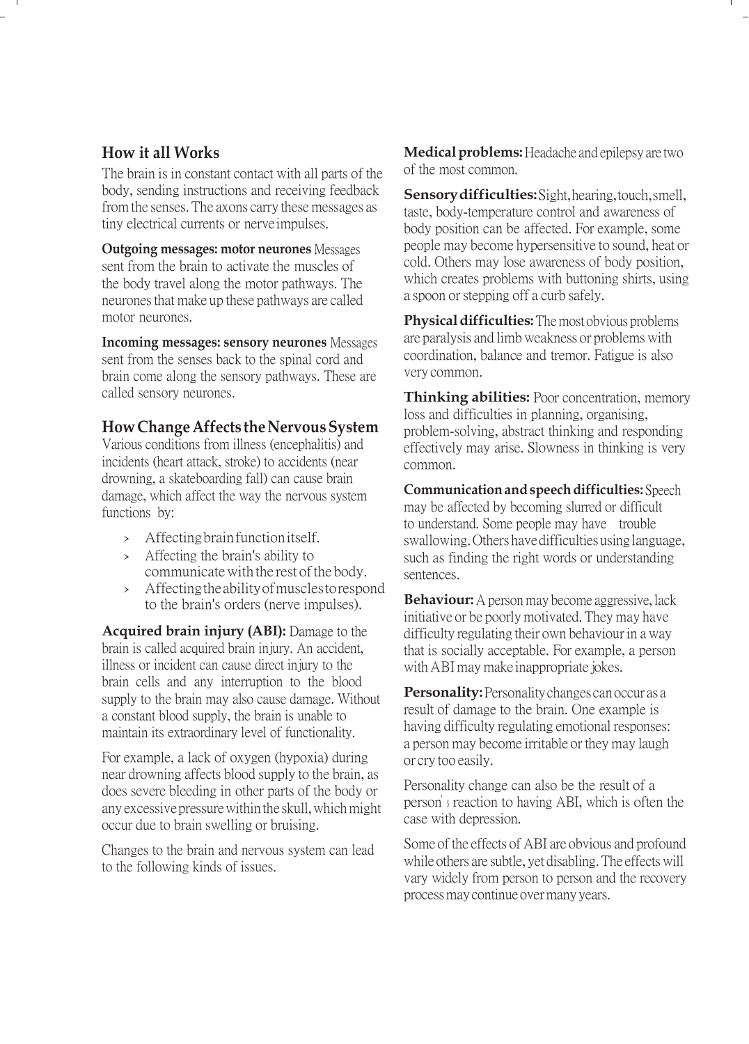## How it all Works

The brain is in constant contact with all parts of the body, sending instructions and receiving feedback from the senses. The axons carry these messages as tiny electrical currents or nerve impulses.

**Outgoing messages: motor neurones** Messages sent from the brain to activate the muscles of the body travel along the motor pathways. The neurones that make up these pathways are called motor neurones.

**Incoming messages: sensory neurones** Messages sent from the senses back to the spinal cord and brain come along the sensory pathways. These are called sensory neurones.

## How Change Affects the Nervous System

Various conditions from illness (encephalitis) and incidents (heart attack, stroke) to accidents (near drowning, a skateboarding fall) can cause brain damage, which affect the way the nervous system functions by:

- Affecting brain function itself.
- Affecting the brain's ability to communicate with the rest of the body.
- Affecting the ability of muscles to respond to the brain's orders (nerve impulses).

**Acquired brain injury (ABI):** Damage to the brain is called acquired brain injury. An accident, illness or incident can cause direct injury to the brain cells and any interruption to the blood supply to the brain may also cause damage. Without a constant blood supply, the brain is unable to maintain its extraordinary level of functionality.

For example, a lack of oxygen (hypoxia) during near drowning affects blood supply to the brain, as does severe bleeding in other parts of the body or any excessive pressure within the skull, which might occur due to brain swelling or bruising.

Changes to the brain and nervous system can lead to the following kinds of issues.

**Medical problems:** Headache and epilepsy are two of the most common.

**Sensory difficulties:** Sight, hearing, touch, smell, taste, body-temperature control and awareness of body position can be affected. For example, some people may become hypersensitive to sound, heat or cold. Others may lose awareness of body position, which creates problems with buttoning shirts, using a spoon or stepping off a curb safely.

**Physical difficulties:** The most obvious problems are paralysis and limb weakness or problems with coordination, balance and tremor. Fatigue is also very common.

**Thinking abilities:** Poor concentration, memory loss and difficulties in planning, organising, problem-solving, abstract thinking and responding effectively may arise. Slowness in thinking is very common.

**Communication and speech difficulties:** Speech may be affected by becoming slurred or difficult to understand. Some people may have trouble swallowing. Others have difficulties using language, such as finding the right words or understanding sentences.

**Behaviour:** A person may become aggressive, lack initiative or be poorly motivated. They may have difficulty regulating their own behaviour in a way that is socially acceptable. For example, a person with ABI may make inappropriate jokes.

**Personality:** Personality changes can occur as a result of damage to the brain. One example is having difficulty regulating emotional responses: a person may become irritable or they may laugh or cry too easily.

Personality change can also be the result of a person's reaction to having ABI, which is often the case with depression.

Some of the effects of ABI are obvious and profound while others are subtle, yet disabling. The effects will vary widely from person to person and the recovery process may continue over many years.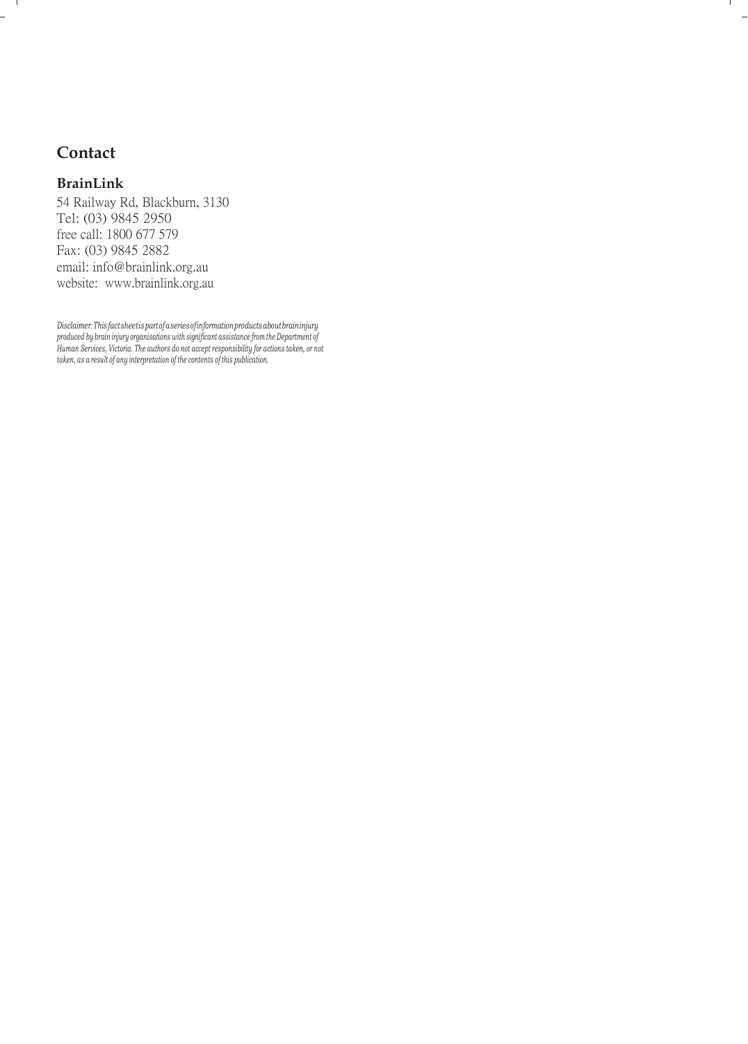## Contact

### BrainLink

54 Railway Rd, Blackburn, 3130
Tel: (03) 9845 2950
free call: 1800 677 579
Fax: (03) 9845 2882
email: info@brainlink.org.au
website: www.brainlink.org.au

*Disclaimer: This fact sheet is part of a series of information products about brain injury produced by brain injury organisations with significant assistance from the Department of Human Services, Victoria. The authors do not accept responsibility for actions taken, or not taken, as a result of any interpretation of the contents of this publication.*